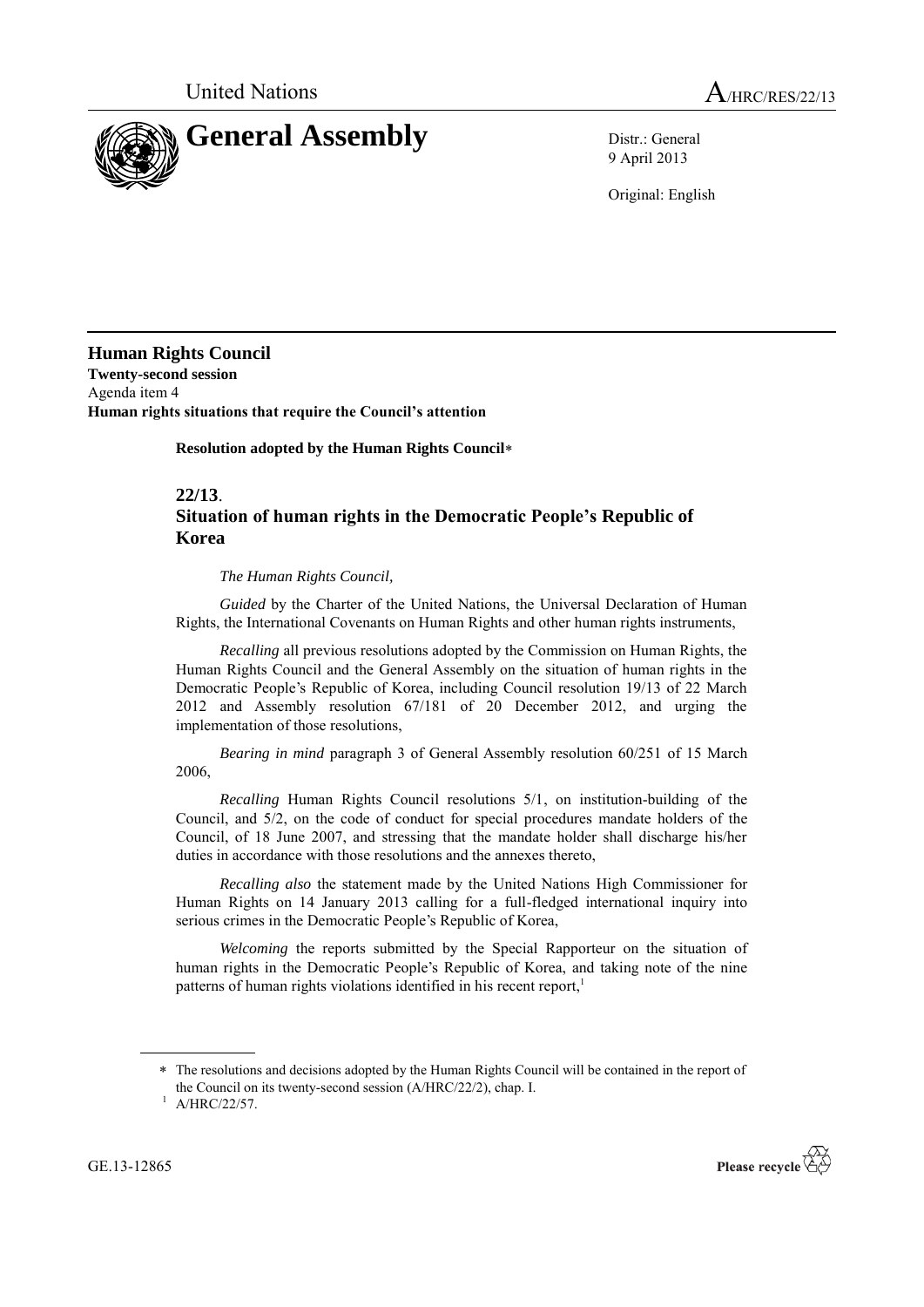United Nations

A/HRC/RES/22/13

# General Assembly

Distr.: General
9 April 2013

Original: English

**Human Rights Council**
**Twenty-second session**
Agenda item 4
**Human rights situations that require the Council's attention**

**Resolution adopted by the Human Rights Council***

## 22/13. Situation of human rights in the Democratic People's Republic of Korea

*The Human Rights Council,*

*Guided* by the Charter of the United Nations, the Universal Declaration of Human Rights, the International Covenants on Human Rights and other human rights instruments,

*Recalling* all previous resolutions adopted by the Commission on Human Rights, the Human Rights Council and the General Assembly on the situation of human rights in the Democratic People's Republic of Korea, including Council resolution 19/13 of 22 March 2012 and Assembly resolution 67/181 of 20 December 2012, and urging the implementation of those resolutions,

*Bearing in mind* paragraph 3 of General Assembly resolution 60/251 of 15 March 2006,

*Recalling* Human Rights Council resolutions 5/1, on institution-building of the Council, and 5/2, on the code of conduct for special procedures mandate holders of the Council, of 18 June 2007, and stressing that the mandate holder shall discharge his/her duties in accordance with those resolutions and the annexes thereto,

*Recalling also* the statement made by the United Nations High Commissioner for Human Rights on 14 January 2013 calling for a full-fledged international inquiry into serious crimes in the Democratic People's Republic of Korea,

*Welcoming* the reports submitted by the Special Rapporteur on the situation of human rights in the Democratic People's Republic of Korea, and taking note of the nine patterns of human rights violations identified in his recent report,[1]

---

* The resolutions and decisions adopted by the Human Rights Council will be contained in the report of the Council on its twenty-second session (A/HRC/22/2), chap. I.

[1] A/HRC/22/57.

GE.13-12865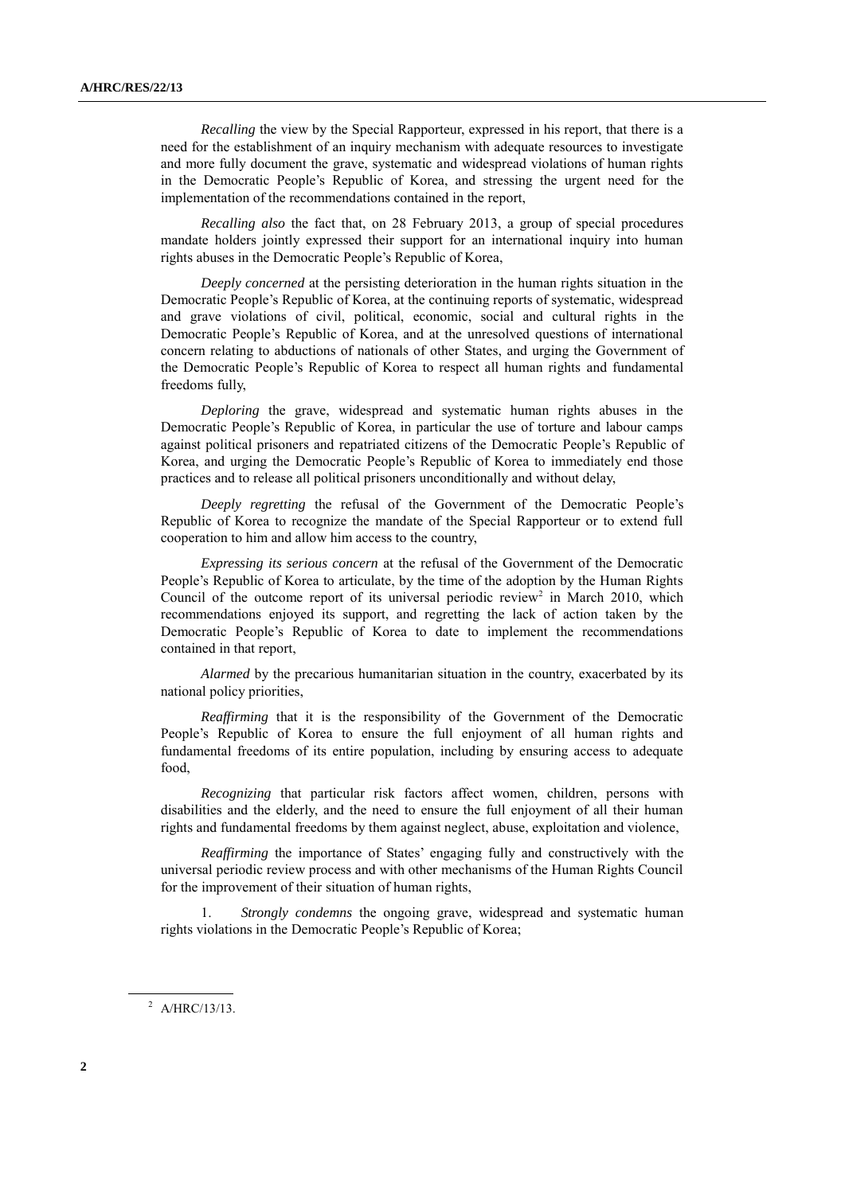*Recalling* the view by the Special Rapporteur, expressed in his report, that there is a need for the establishment of an inquiry mechanism with adequate resources to investigate and more fully document the grave, systematic and widespread violations of human rights in the Democratic People's Republic of Korea, and stressing the urgent need for the implementation of the recommendations contained in the report,

*Recalling also* the fact that, on 28 February 2013, a group of special procedures mandate holders jointly expressed their support for an international inquiry into human rights abuses in the Democratic People's Republic of Korea,

*Deeply concerned* at the persisting deterioration in the human rights situation in the Democratic People's Republic of Korea, at the continuing reports of systematic, widespread and grave violations of civil, political, economic, social and cultural rights in the Democratic People's Republic of Korea, and at the unresolved questions of international concern relating to abductions of nationals of other States, and urging the Government of the Democratic People's Republic of Korea to respect all human rights and fundamental freedoms fully,

*Deploring* the grave, widespread and systematic human rights abuses in the Democratic People's Republic of Korea, in particular the use of torture and labour camps against political prisoners and repatriated citizens of the Democratic People's Republic of Korea, and urging the Democratic People's Republic of Korea to immediately end those practices and to release all political prisoners unconditionally and without delay,

*Deeply regretting* the refusal of the Government of the Democratic People's Republic of Korea to recognize the mandate of the Special Rapporteur or to extend full cooperation to him and allow him access to the country,

*Expressing its serious concern* at the refusal of the Government of the Democratic People's Republic of Korea to articulate, by the time of the adoption by the Human Rights Council of the outcome report of its universal periodic review[2] in March 2010, which recommendations enjoyed its support, and regretting the lack of action taken by the Democratic People's Republic of Korea to date to implement the recommendations contained in that report,

*Alarmed* by the precarious humanitarian situation in the country, exacerbated by its national policy priorities,

*Reaffirming* that it is the responsibility of the Government of the Democratic People's Republic of Korea to ensure the full enjoyment of all human rights and fundamental freedoms of its entire population, including by ensuring access to adequate food,

*Recognizing* that particular risk factors affect women, children, persons with disabilities and the elderly, and the need to ensure the full enjoyment of all their human rights and fundamental freedoms by them against neglect, abuse, exploitation and violence,

*Reaffirming* the importance of States' engaging fully and constructively with the universal periodic review process and with other mechanisms of the Human Rights Council for the improvement of their situation of human rights,

1. *Strongly condemns* the ongoing grave, widespread and systematic human rights violations in the Democratic People's Republic of Korea;

---

[2] A/HRC/13/13.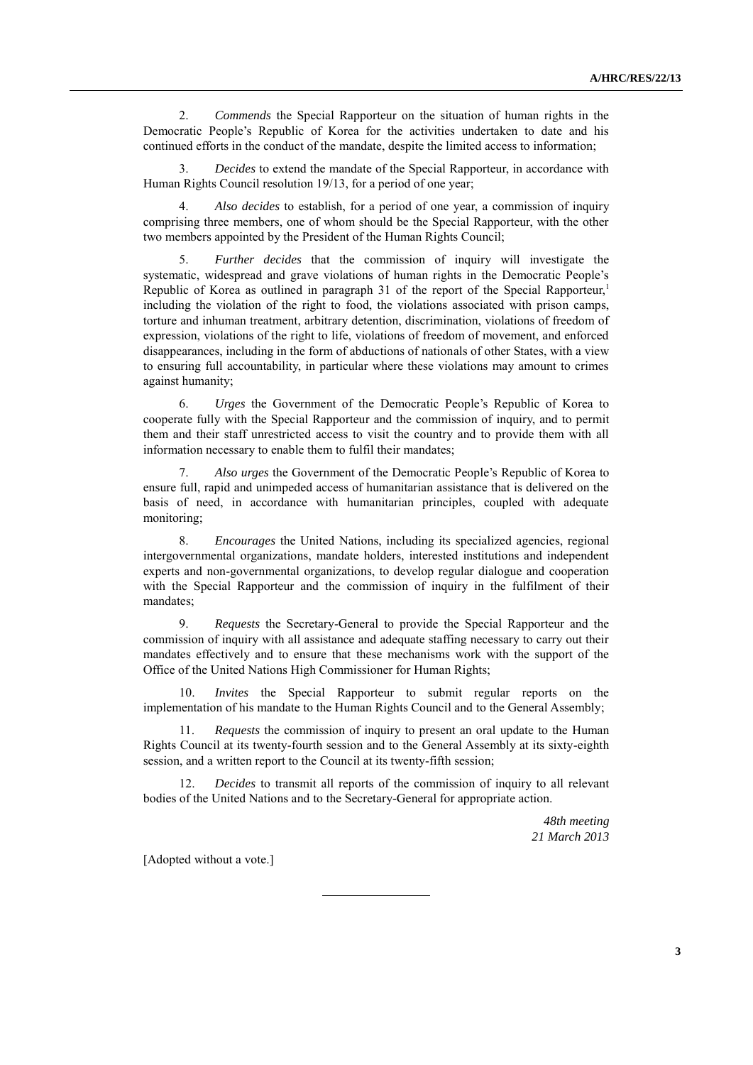2. *Commends* the Special Rapporteur on the situation of human rights in the Democratic People's Republic of Korea for the activities undertaken to date and his continued efforts in the conduct of the mandate, despite the limited access to information;

3. *Decides* to extend the mandate of the Special Rapporteur, in accordance with Human Rights Council resolution 19/13, for a period of one year;

4. *Also decides* to establish, for a period of one year, a commission of inquiry comprising three members, one of whom should be the Special Rapporteur, with the other two members appointed by the President of the Human Rights Council;

5. *Further decides* that the commission of inquiry will investigate the systematic, widespread and grave violations of human rights in the Democratic People's Republic of Korea as outlined in paragraph 31 of the report of the Special Rapporteur,[1] including the violation of the right to food, the violations associated with prison camps, torture and inhuman treatment, arbitrary detention, discrimination, violations of freedom of expression, violations of the right to life, violations of freedom of movement, and enforced disappearances, including in the form of abductions of nationals of other States, with a view to ensuring full accountability, in particular where these violations may amount to crimes against humanity;

6. *Urges* the Government of the Democratic People's Republic of Korea to cooperate fully with the Special Rapporteur and the commission of inquiry, and to permit them and their staff unrestricted access to visit the country and to provide them with all information necessary to enable them to fulfil their mandates;

7. *Also urges* the Government of the Democratic People's Republic of Korea to ensure full, rapid and unimpeded access of humanitarian assistance that is delivered on the basis of need, in accordance with humanitarian principles, coupled with adequate monitoring;

8. *Encourages* the United Nations, including its specialized agencies, regional intergovernmental organizations, mandate holders, interested institutions and independent experts and non-governmental organizations, to develop regular dialogue and cooperation with the Special Rapporteur and the commission of inquiry in the fulfilment of their mandates;

9. *Requests* the Secretary-General to provide the Special Rapporteur and the commission of inquiry with all assistance and adequate staffing necessary to carry out their mandates effectively and to ensure that these mechanisms work with the support of the Office of the United Nations High Commissioner for Human Rights;

10. *Invites* the Special Rapporteur to submit regular reports on the implementation of his mandate to the Human Rights Council and to the General Assembly;

11. *Requests* the commission of inquiry to present an oral update to the Human Rights Council at its twenty-fourth session and to the General Assembly at its sixty-eighth session, and a written report to the Council at its twenty-fifth session;

12. *Decides* to transmit all reports of the commission of inquiry to all relevant bodies of the United Nations and to the Secretary-General for appropriate action.

*48th meeting*
*21 March 2013*

[Adopted without a vote.]